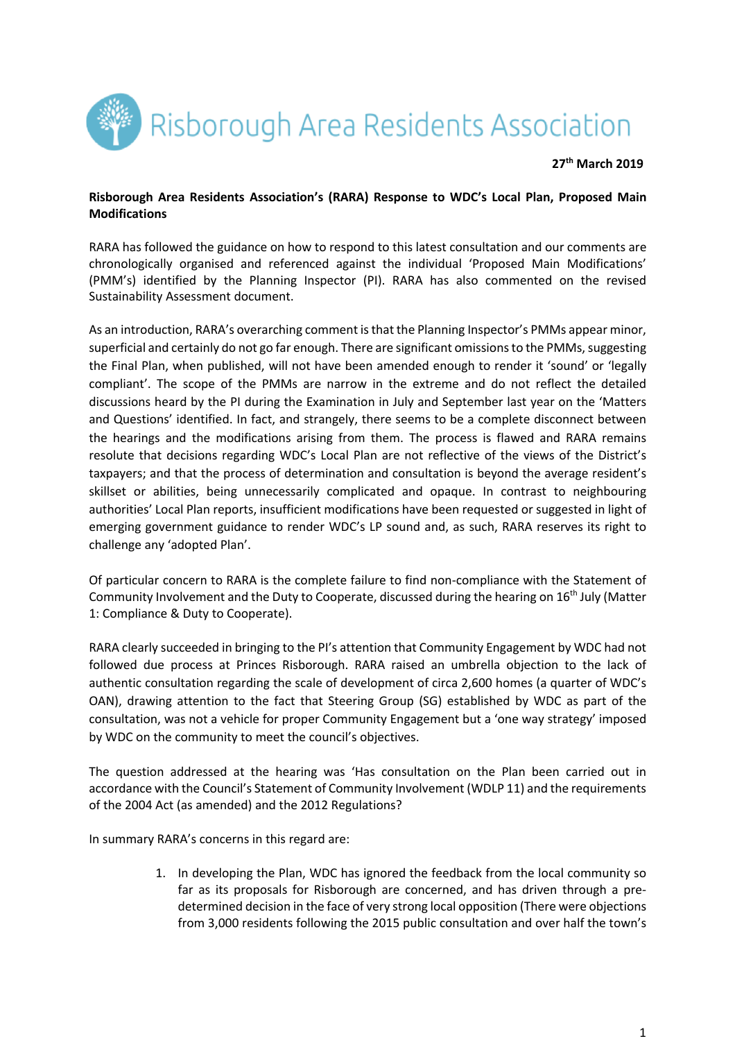# Risborough Area Residents Association

**27th March 2019**

**Risborough Area Residents Association's (RARA) Response to WDC's Local Plan, Proposed Main Modifications**

RARA has followed the guidance on how to respond to this latest consultation and our comments are chronologically organised and referenced against the individual 'Proposed Main Modifications' (PMM's) identified by the Planning Inspector (PI). RARA has also commented on the revised Sustainability Assessment document.

As an introduction, RARA's overarching comment is that the Planning Inspector's PMMs appear minor, superficial and certainly do not go far enough. There are significant omissions to the PMMs, suggesting the Final Plan, when published, will not have been amended enough to render it 'sound' or 'legally compliant'. The scope of the PMMs are narrow in the extreme and do not reflect the detailed discussions heard by the PI during the Examination in July and September last year on the 'Matters and Questions' identified. In fact, and strangely, there seems to be a complete disconnect between the hearings and the modifications arising from them. The process is flawed and RARA remains resolute that decisions regarding WDC's Local Plan are not reflective of the views of the District's taxpayers; and that the process of determination and consultation is beyond the average resident's skillset or abilities, being unnecessarily complicated and opaque. In contrast to neighbouring authorities' Local Plan reports, insufficient modifications have been requested or suggested in light of emerging government guidance to render WDC's LP sound and, as such, RARA reserves its right to challenge any 'adopted Plan'.

Of particular concern to RARA is the complete failure to find non-compliance with the Statement of Community Involvement and the Duty to Cooperate, discussed during the hearing on 16th July (Matter 1: Compliance & Duty to Cooperate).

RARA clearly succeeded in bringing to the PI's attention that Community Engagement by WDC had not followed due process at Princes Risborough. RARA raised an umbrella objection to the lack of authentic consultation regarding the scale of development of circa 2,600 homes (a quarter of WDC's OAN), drawing attention to the fact that Steering Group (SG) established by WDC as part of the consultation, was not a vehicle for proper Community Engagement but a 'one way strategy' imposed by WDC on the community to meet the council's objectives.

The question addressed at the hearing was 'Has consultation on the Plan been carried out in accordance with the Council's Statement of Community Involvement (WDLP 11) and the requirements of the 2004 Act (as amended) and the 2012 Regulations?

In summary RARA's concerns in this regard are:

1. In developing the Plan, WDC has ignored the feedback from the local community so far as its proposals for Risborough are concerned, and has driven through a pre-determined decision in the face of very strong local opposition (There were objections from 3,000 residents following the 2015 public consultation and over half the town's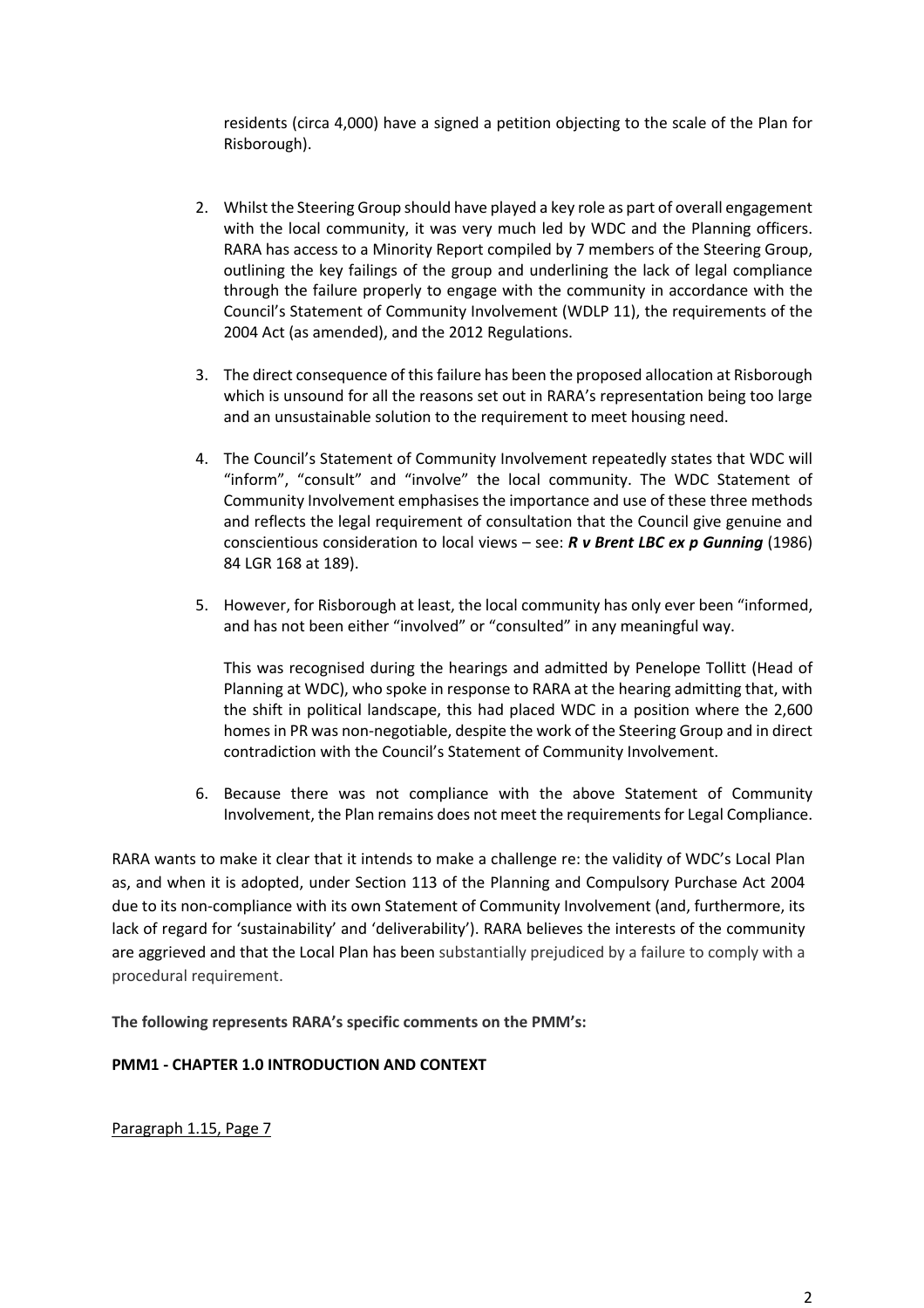residents (circa 4,000) have a signed a petition objecting to the scale of the Plan for Risborough).

2. Whilst the Steering Group should have played a key role as part of overall engagement with the local community, it was very much led by WDC and the Planning officers. RARA has access to a Minority Report compiled by 7 members of the Steering Group, outlining the key failings of the group and underlining the lack of legal compliance through the failure properly to engage with the community in accordance with the Council's Statement of Community Involvement (WDLP 11), the requirements of the 2004 Act (as amended), and the 2012 Regulations.

3. The direct consequence of this failure has been the proposed allocation at Risborough which is unsound for all the reasons set out in RARA's representation being too large and an unsustainable solution to the requirement to meet housing need.

4. The Council's Statement of Community Involvement repeatedly states that WDC will "inform", "consult" and "involve" the local community. The WDC Statement of Community Involvement emphasises the importance and use of these three methods and reflects the legal requirement of consultation that the Council give genuine and conscientious consideration to local views – see: ***R v Brent LBC ex p Gunning*** (1986) 84 LGR 168 at 189).

5. However, for Risborough at least, the local community has only ever been "informed, and has not been either "involved" or "consulted" in any meaningful way.

   This was recognised during the hearings and admitted by Penelope Tollitt (Head of Planning at WDC), who spoke in response to RARA at the hearing admitting that, with the shift in political landscape, this had placed WDC in a position where the 2,600 homes in PR was non-negotiable, despite the work of the Steering Group and in direct contradiction with the Council's Statement of Community Involvement.

6. Because there was not compliance with the above Statement of Community Involvement, the Plan remains does not meet the requirements for Legal Compliance.

RARA wants to make it clear that it intends to make a challenge re: the validity of WDC's Local Plan as, and when it is adopted, under Section 113 of the Planning and Compulsory Purchase Act 2004 due to its non-compliance with its own Statement of Community Involvement (and, furthermore, its lack of regard for 'sustainability' and 'deliverability'). RARA believes the interests of the community are aggrieved and that the Local Plan has been substantially prejudiced by a failure to comply with a procedural requirement.

**The following represents RARA's specific comments on the PMM's:**

**PMM1 - CHAPTER 1.0 INTRODUCTION AND CONTEXT**

Paragraph 1.15, Page 7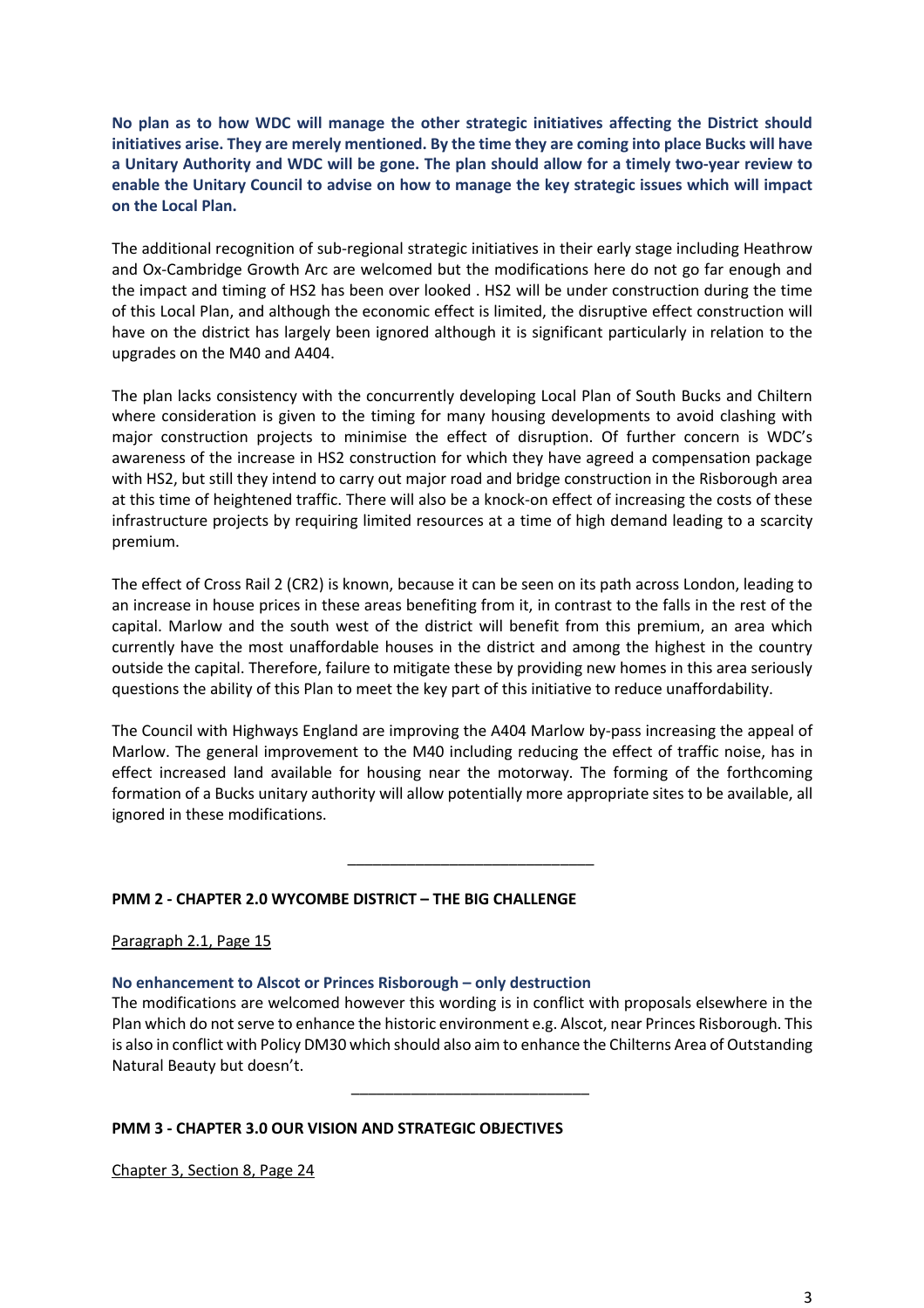**No plan as to how WDC will manage the other strategic initiatives affecting the District should initiatives arise. They are merely mentioned. By the time they are coming into place Bucks will have a Unitary Authority and WDC will be gone. The plan should allow for a timely two-year review to enable the Unitary Council to advise on how to manage the key strategic issues which will impact on the Local Plan.**

The additional recognition of sub-regional strategic initiatives in their early stage including Heathrow and Ox-Cambridge Growth Arc are welcomed but the modifications here do not go far enough and the impact and timing of HS2 has been over looked . HS2 will be under construction during the time of this Local Plan, and although the economic effect is limited, the disruptive effect construction will have on the district has largely been ignored although it is significant particularly in relation to the upgrades on the M40 and A404.

The plan lacks consistency with the concurrently developing Local Plan of South Bucks and Chiltern where consideration is given to the timing for many housing developments to avoid clashing with major construction projects to minimise the effect of disruption. Of further concern is WDC's awareness of the increase in HS2 construction for which they have agreed a compensation package with HS2, but still they intend to carry out major road and bridge construction in the Risborough area at this time of heightened traffic. There will also be a knock-on effect of increasing the costs of these infrastructure projects by requiring limited resources at a time of high demand leading to a scarcity premium.

The effect of Cross Rail 2 (CR2) is known, because it can be seen on its path across London, leading to an increase in house prices in these areas benefiting from it, in contrast to the falls in the rest of the capital. Marlow and the south west of the district will benefit from this premium, an area which currently have the most unaffordable houses in the district and among the highest in the country outside the capital. Therefore, failure to mitigate these by providing new homes in this area seriously questions the ability of this Plan to meet the key part of this initiative to reduce unaffordability.

The Council with Highways England are improving the A404 Marlow by-pass increasing the appeal of Marlow. The general improvement to the M40 including reducing the effect of traffic noise, has in effect increased land available for housing near the motorway. The forming of the forthcoming formation of a Bucks unitary authority will allow potentially more appropriate sites to be available, all ignored in these modifications.

---

**PMM 2 - CHAPTER 2.0 WYCOMBE DISTRICT – THE BIG CHALLENGE**

Paragraph 2.1, Page 15

**No enhancement to Alscot or Princes Risborough – only destruction**

The modifications are welcomed however this wording is in conflict with proposals elsewhere in the Plan which do not serve to enhance the historic environment e.g. Alscot, near Princes Risborough. This is also in conflict with Policy DM30 which should also aim to enhance the Chilterns Area of Outstanding Natural Beauty but doesn't.

---

**PMM 3 - CHAPTER 3.0 OUR VISION AND STRATEGIC OBJECTIVES**

Chapter 3, Section 8, Page 24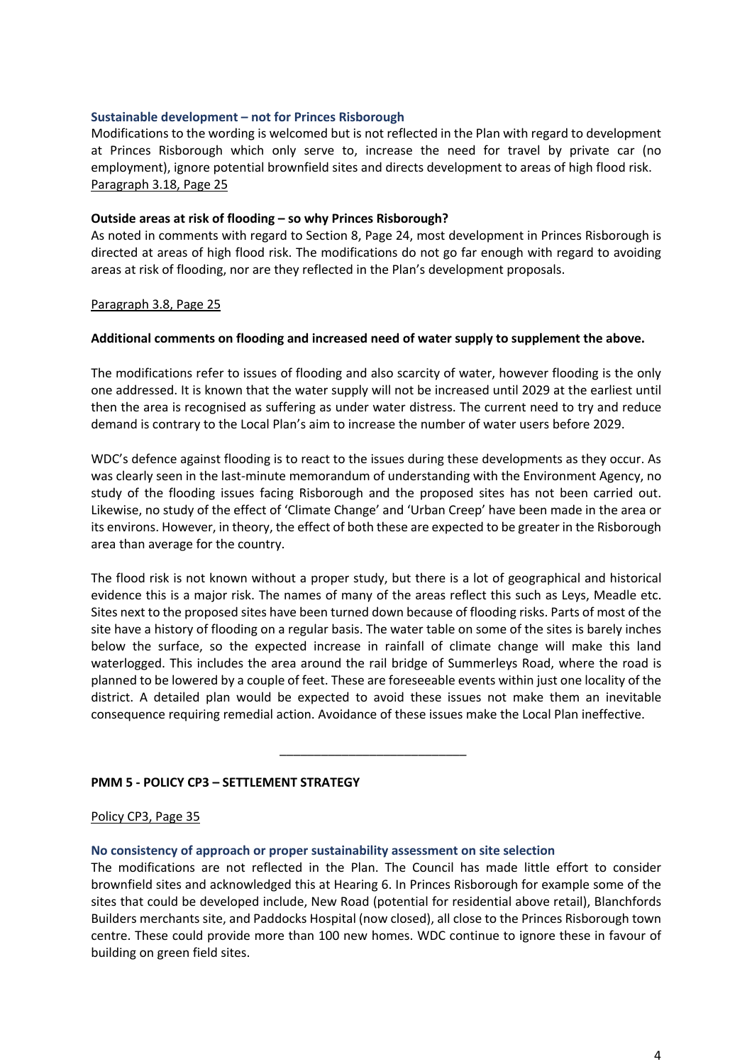**Sustainable development – not for Princes Risborough**

Modifications to the wording is welcomed but is not reflected in the Plan with regard to development at Princes Risborough which only serve to, increase the need for travel by private car (no employment), ignore potential brownfield sites and directs development to areas of high flood risk.

Paragraph 3.18, Page 25

**Outside areas at risk of flooding – so why Princes Risborough?**

As noted in comments with regard to Section 8, Page 24, most development in Princes Risborough is directed at areas of high flood risk. The modifications do not go far enough with regard to avoiding areas at risk of flooding, nor are they reflected in the Plan's development proposals.

Paragraph 3.8, Page 25

**Additional comments on flooding and increased need of water supply to supplement the above.**

The modifications refer to issues of flooding and also scarcity of water, however flooding is the only one addressed. It is known that the water supply will not be increased until 2029 at the earliest until then the area is recognised as suffering as under water distress. The current need to try and reduce demand is contrary to the Local Plan's aim to increase the number of water users before 2029.

WDC's defence against flooding is to react to the issues during these developments as they occur. As was clearly seen in the last-minute memorandum of understanding with the Environment Agency, no study of the flooding issues facing Risborough and the proposed sites has not been carried out. Likewise, no study of the effect of 'Climate Change' and 'Urban Creep' have been made in the area or its environs. However, in theory, the effect of both these are expected to be greater in the Risborough area than average for the country.

The flood risk is not known without a proper study, but there is a lot of geographical and historical evidence this is a major risk. The names of many of the areas reflect this such as Leys, Meadle etc. Sites next to the proposed sites have been turned down because of flooding risks. Parts of most of the site have a history of flooding on a regular basis. The water table on some of the sites is barely inches below the surface, so the expected increase in rainfall of climate change will make this land waterlogged. This includes the area around the rail bridge of Summerleys Road, where the road is planned to be lowered by a couple of feet. These are foreseeable events within just one locality of the district. A detailed plan would be expected to avoid these issues not make them an inevitable consequence requiring remedial action. Avoidance of these issues make the Local Plan ineffective.

---

**PMM 5 - POLICY CP3 – SETTLEMENT STRATEGY**

Policy CP3, Page 35

**No consistency of approach or proper sustainability assessment on site selection**

The modifications are not reflected in the Plan. The Council has made little effort to consider brownfield sites and acknowledged this at Hearing 6. In Princes Risborough for example some of the sites that could be developed include, New Road (potential for residential above retail), Blanchfords Builders merchants site, and Paddocks Hospital (now closed), all close to the Princes Risborough town centre. These could provide more than 100 new homes. WDC continue to ignore these in favour of building on green field sites.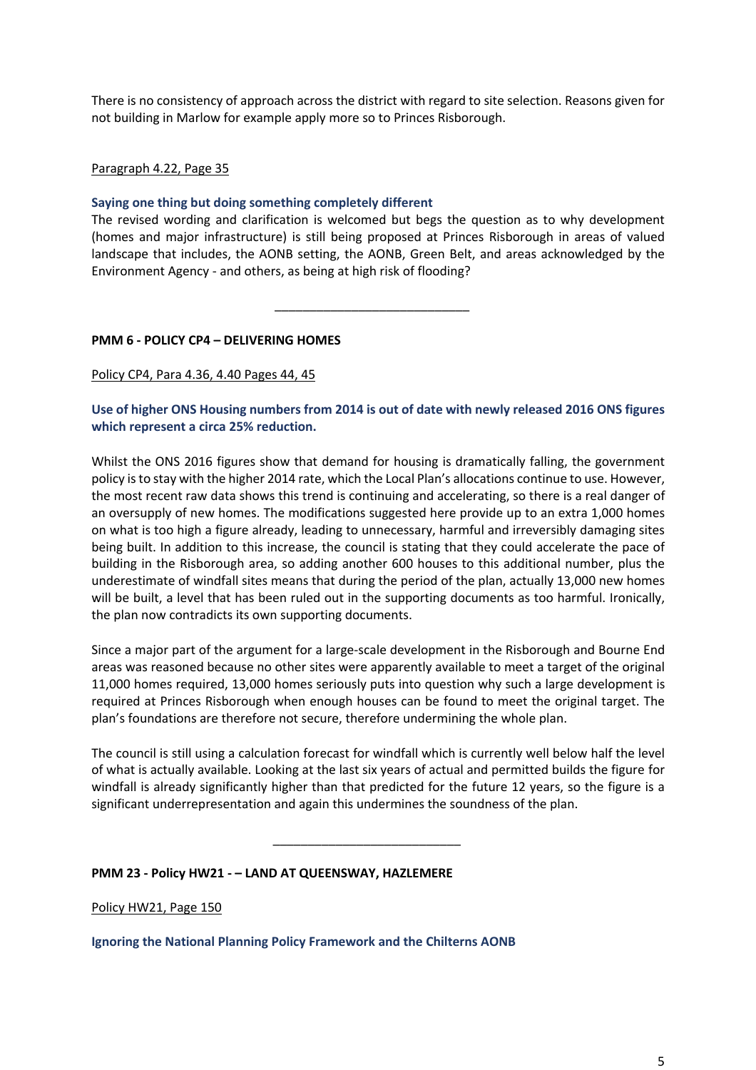There is no consistency of approach across the district with regard to site selection. Reasons given for not building in Marlow for example apply more so to Princes Risborough.

Paragraph 4.22, Page 35

**Saying one thing but doing something completely different**

The revised wording and clarification is welcomed but begs the question as to why development (homes and major infrastructure) is still being proposed at Princes Risborough in areas of valued landscape that includes, the AONB setting, the AONB, Green Belt, and areas acknowledged by the Environment Agency - and others, as being at high risk of flooding?

---

**PMM 6 - POLICY CP4 – DELIVERING HOMES**

Policy CP4, Para 4.36, 4.40 Pages 44, 45

**Use of higher ONS Housing numbers from 2014 is out of date with newly released 2016 ONS figures which represent a circa 25% reduction.**

Whilst the ONS 2016 figures show that demand for housing is dramatically falling, the government policy is to stay with the higher 2014 rate, which the Local Plan's allocations continue to use. However, the most recent raw data shows this trend is continuing and accelerating, so there is a real danger of an oversupply of new homes. The modifications suggested here provide up to an extra 1,000 homes on what is too high a figure already, leading to unnecessary, harmful and irreversibly damaging sites being built. In addition to this increase, the council is stating that they could accelerate the pace of building in the Risborough area, so adding another 600 houses to this additional number, plus the underestimate of windfall sites means that during the period of the plan, actually 13,000 new homes will be built, a level that has been ruled out in the supporting documents as too harmful. Ironically, the plan now contradicts its own supporting documents.

Since a major part of the argument for a large-scale development in the Risborough and Bourne End areas was reasoned because no other sites were apparently available to meet a target of the original 11,000 homes required, 13,000 homes seriously puts into question why such a large development is required at Princes Risborough when enough houses can be found to meet the original target. The plan's foundations are therefore not secure, therefore undermining the whole plan.

The council is still using a calculation forecast for windfall which is currently well below half the level of what is actually available. Looking at the last six years of actual and permitted builds the figure for windfall is already significantly higher than that predicted for the future 12 years, so the figure is a significant underrepresentation and again this undermines the soundness of the plan.

---

**PMM 23 - Policy HW21 - – LAND AT QUEENSWAY, HAZLEMERE**

Policy HW21, Page 150

**Ignoring the National Planning Policy Framework and the Chilterns AONB**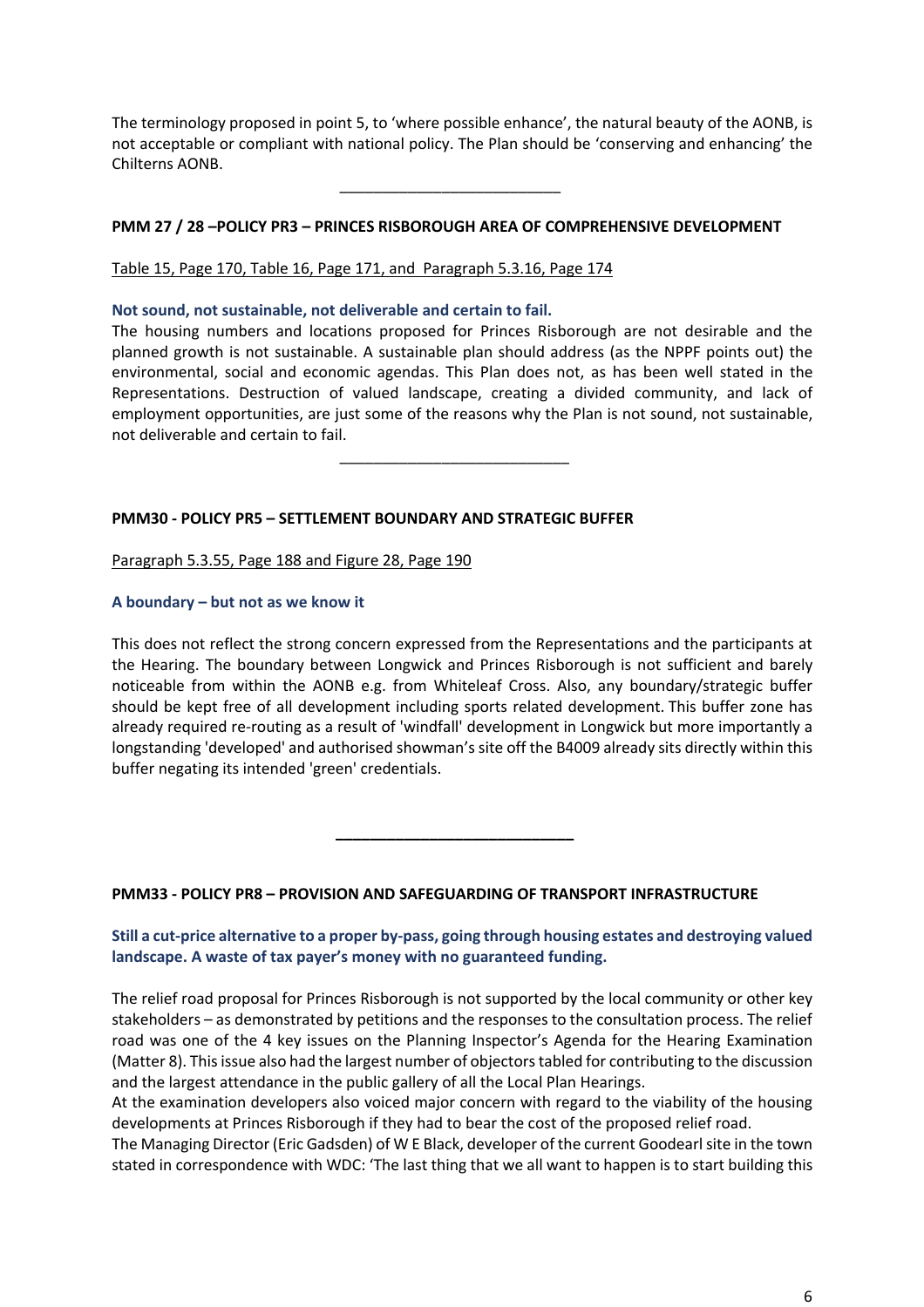The terminology proposed in point 5, to 'where possible enhance', the natural beauty of the AONB, is not acceptable or compliant with national policy. The Plan should be 'conserving and enhancing' the Chilterns AONB.

---

**PMM 27 / 28 –POLICY PR3 – PRINCES RISBOROUGH AREA OF COMPREHENSIVE DEVELOPMENT**

Table 15, Page 170, Table 16, Page 171, and Paragraph 5.3.16, Page 174

**Not sound, not sustainable, not deliverable and certain to fail.**

The housing numbers and locations proposed for Princes Risborough are not desirable and the planned growth is not sustainable. A sustainable plan should address (as the NPPF points out) the environmental, social and economic agendas. This Plan does not, as has been well stated in the Representations. Destruction of valued landscape, creating a divided community, and lack of employment opportunities, are just some of the reasons why the Plan is not sound, not sustainable, not deliverable and certain to fail.

---

**PMM30 - POLICY PR5 – SETTLEMENT BOUNDARY AND STRATEGIC BUFFER**

Paragraph 5.3.55, Page 188 and Figure 28, Page 190

**A boundary – but not as we know it**

This does not reflect the strong concern expressed from the Representations and the participants at the Hearing. The boundary between Longwick and Princes Risborough is not sufficient and barely noticeable from within the AONB e.g. from Whiteleaf Cross. Also, any boundary/strategic buffer should be kept free of all development including sports related development. This buffer zone has already required re-routing as a result of 'windfall' development in Longwick but more importantly a longstanding 'developed' and authorised showman's site off the B4009 already sits directly within this buffer negating its intended 'green' credentials.

---

**PMM33 - POLICY PR8 – PROVISION AND SAFEGUARDING OF TRANSPORT INFRASTRUCTURE**

**Still a cut-price alternative to a proper by-pass, going through housing estates and destroying valued landscape. A waste of tax payer's money with no guaranteed funding.**

The relief road proposal for Princes Risborough is not supported by the local community or other key stakeholders – as demonstrated by petitions and the responses to the consultation process. The relief road was one of the 4 key issues on the Planning Inspector's Agenda for the Hearing Examination (Matter 8). This issue also had the largest number of objectors tabled for contributing to the discussion and the largest attendance in the public gallery of all the Local Plan Hearings.

At the examination developers also voiced major concern with regard to the viability of the housing developments at Princes Risborough if they had to bear the cost of the proposed relief road.

The Managing Director (Eric Gadsden) of W E Black, developer of the current Goodearl site in the town stated in correspondence with WDC: 'The last thing that we all want to happen is to start building this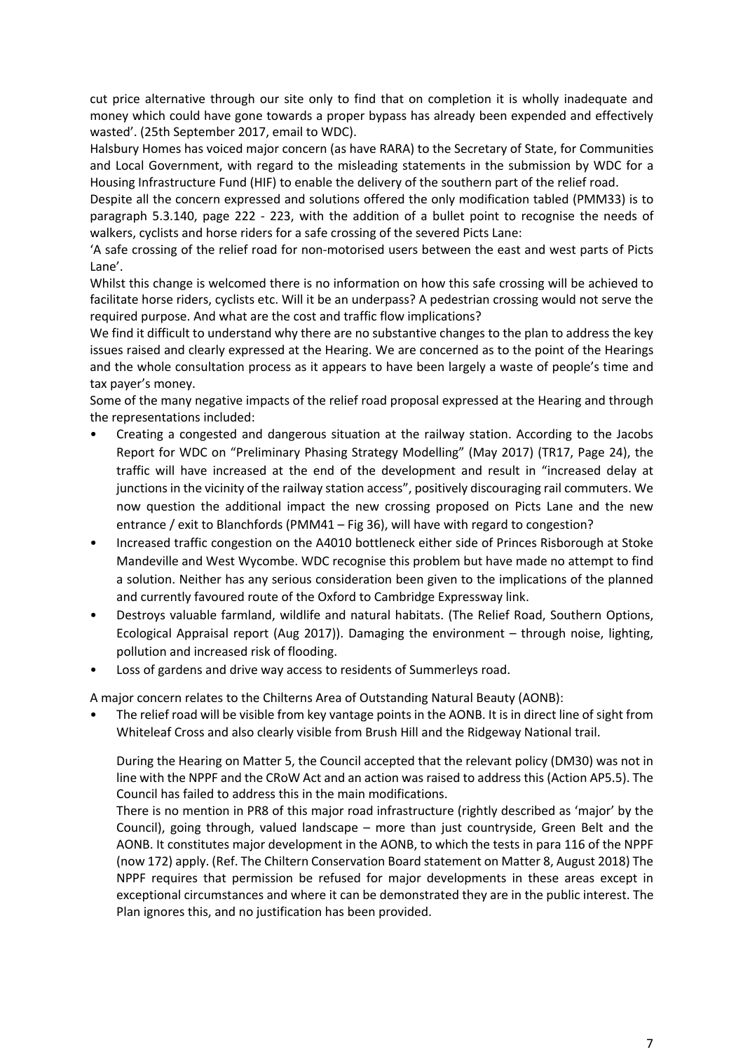cut price alternative through our site only to find that on completion it is wholly inadequate and money which could have gone towards a proper bypass has already been expended and effectively wasted'. (25th September 2017, email to WDC).

Halsbury Homes has voiced major concern (as have RARA) to the Secretary of State, for Communities and Local Government, with regard to the misleading statements in the submission by WDC for a Housing Infrastructure Fund (HIF) to enable the delivery of the southern part of the relief road.

Despite all the concern expressed and solutions offered the only modification tabled (PMM33) is to paragraph 5.3.140, page 222 - 223, with the addition of a bullet point to recognise the needs of walkers, cyclists and horse riders for a safe crossing of the severed Picts Lane:

'A safe crossing of the relief road for non-motorised users between the east and west parts of Picts Lane'.

Whilst this change is welcomed there is no information on how this safe crossing will be achieved to facilitate horse riders, cyclists etc. Will it be an underpass? A pedestrian crossing would not serve the required purpose. And what are the cost and traffic flow implications?

We find it difficult to understand why there are no substantive changes to the plan to address the key issues raised and clearly expressed at the Hearing. We are concerned as to the point of the Hearings and the whole consultation process as it appears to have been largely a waste of people's time and tax payer's money.

Some of the many negative impacts of the relief road proposal expressed at the Hearing and through the representations included:

- Creating a congested and dangerous situation at the railway station. According to the Jacobs Report for WDC on "Preliminary Phasing Strategy Modelling" (May 2017) (TR17, Page 24), the traffic will have increased at the end of the development and result in "increased delay at junctions in the vicinity of the railway station access", positively discouraging rail commuters. We now question the additional impact the new crossing proposed on Picts Lane and the new entrance / exit to Blanchfords (PMM41 – Fig 36), will have with regard to congestion?
- Increased traffic congestion on the A4010 bottleneck either side of Princes Risborough at Stoke Mandeville and West Wycombe. WDC recognise this problem but have made no attempt to find a solution. Neither has any serious consideration been given to the implications of the planned and currently favoured route of the Oxford to Cambridge Expressway link.
- Destroys valuable farmland, wildlife and natural habitats. (The Relief Road, Southern Options, Ecological Appraisal report (Aug 2017)). Damaging the environment – through noise, lighting, pollution and increased risk of flooding.
- Loss of gardens and drive way access to residents of Summerleys road.

A major concern relates to the Chilterns Area of Outstanding Natural Beauty (AONB):

- The relief road will be visible from key vantage points in the AONB. It is in direct line of sight from Whiteleaf Cross and also clearly visible from Brush Hill and the Ridgeway National trail.

  During the Hearing on Matter 5, the Council accepted that the relevant policy (DM30) was not in line with the NPPF and the CRoW Act and an action was raised to address this (Action AP5.5). The Council has failed to address this in the main modifications.

  There is no mention in PR8 of this major road infrastructure (rightly described as 'major' by the Council), going through, valued landscape – more than just countryside, Green Belt and the AONB. It constitutes major development in the AONB, to which the tests in para 116 of the NPPF (now 172) apply. (Ref. The Chiltern Conservation Board statement on Matter 8, August 2018) The NPPF requires that permission be refused for major developments in these areas except in exceptional circumstances and where it can be demonstrated they are in the public interest. The Plan ignores this, and no justification has been provided.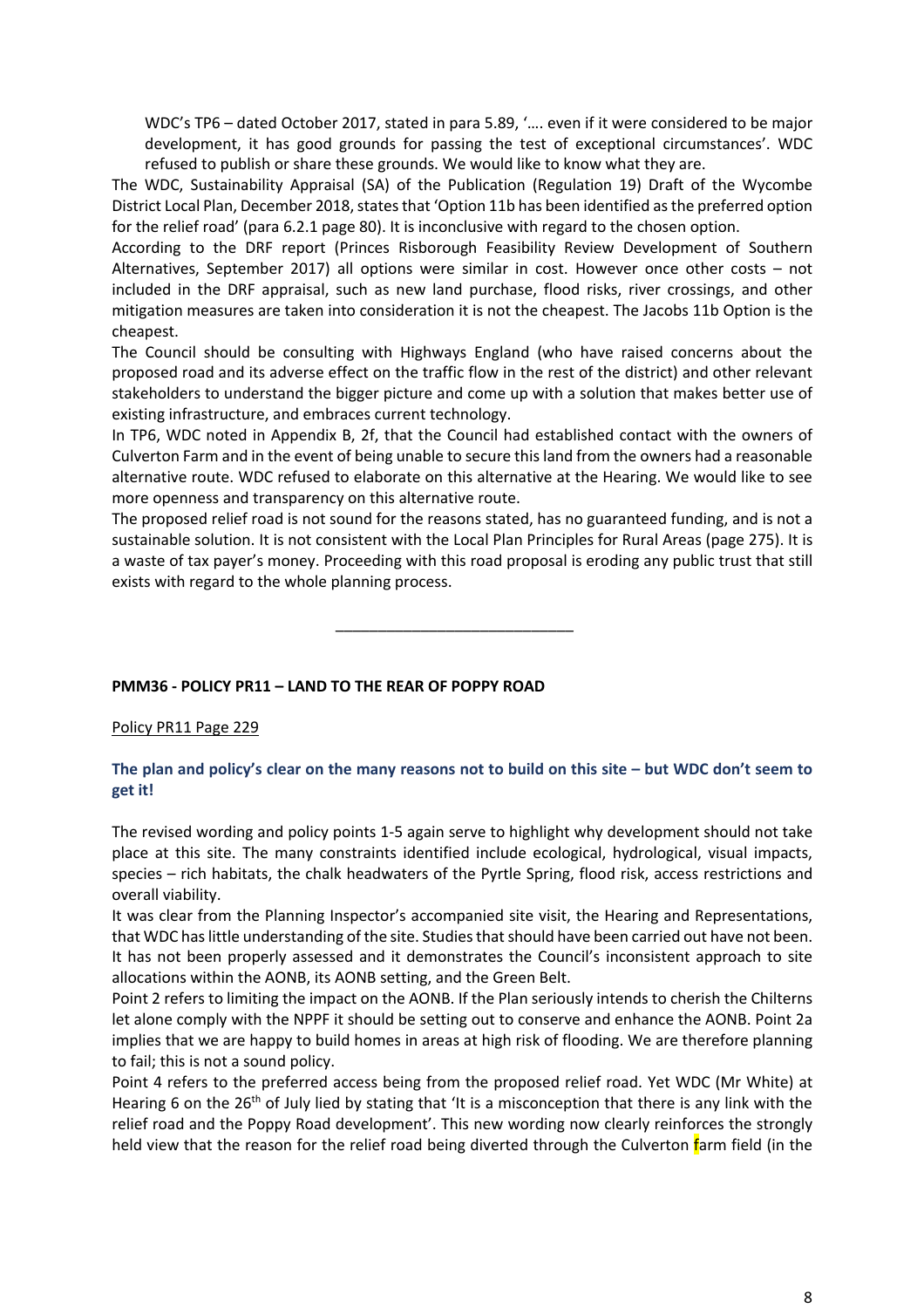WDC's TP6 – dated October 2017, stated in para 5.89, '…. even if it were considered to be major development, it has good grounds for passing the test of exceptional circumstances'. WDC refused to publish or share these grounds. We would like to know what they are.

The WDC, Sustainability Appraisal (SA) of the Publication (Regulation 19) Draft of the Wycombe District Local Plan, December 2018, states that 'Option 11b has been identified as the preferred option for the relief road' (para 6.2.1 page 80). It is inconclusive with regard to the chosen option.

According to the DRF report (Princes Risborough Feasibility Review Development of Southern Alternatives, September 2017) all options were similar in cost. However once other costs – not included in the DRF appraisal, such as new land purchase, flood risks, river crossings, and other mitigation measures are taken into consideration it is not the cheapest. The Jacobs 11b Option is the cheapest.

The Council should be consulting with Highways England (who have raised concerns about the proposed road and its adverse effect on the traffic flow in the rest of the district) and other relevant stakeholders to understand the bigger picture and come up with a solution that makes better use of existing infrastructure, and embraces current technology.

In TP6, WDC noted in Appendix B, 2f, that the Council had established contact with the owners of Culverton Farm and in the event of being unable to secure this land from the owners had a reasonable alternative route. WDC refused to elaborate on this alternative at the Hearing. We would like to see more openness and transparency on this alternative route.

The proposed relief road is not sound for the reasons stated, has no guaranteed funding, and is not a sustainable solution. It is not consistent with the Local Plan Principles for Rural Areas (page 275). It is a waste of tax payer's money. Proceeding with this road proposal is eroding any public trust that still exists with regard to the whole planning process.

---

**PMM36 - POLICY PR11 – LAND TO THE REAR OF POPPY ROAD**

Policy PR11 Page 229

**The plan and policy's clear on the many reasons not to build on this site – but WDC don't seem to get it!**

The revised wording and policy points 1-5 again serve to highlight why development should not take place at this site. The many constraints identified include ecological, hydrological, visual impacts, species – rich habitats, the chalk headwaters of the Pyrtle Spring, flood risk, access restrictions and overall viability.

It was clear from the Planning Inspector's accompanied site visit, the Hearing and Representations, that WDC has little understanding of the site. Studies that should have been carried out have not been. It has not been properly assessed and it demonstrates the Council's inconsistent approach to site allocations within the AONB, its AONB setting, and the Green Belt.

Point 2 refers to limiting the impact on the AONB. If the Plan seriously intends to cherish the Chilterns let alone comply with the NPPF it should be setting out to conserve and enhance the AONB. Point 2a implies that we are happy to build homes in areas at high risk of flooding. We are therefore planning to fail; this is not a sound policy.

Point 4 refers to the preferred access being from the proposed relief road. Yet WDC (Mr White) at Hearing 6 on the 26th of July lied by stating that 'It is a misconception that there is any link with the relief road and the Poppy Road development'. This new wording now clearly reinforces the strongly held view that the reason for the relief road being diverted through the Culverton farm field (in the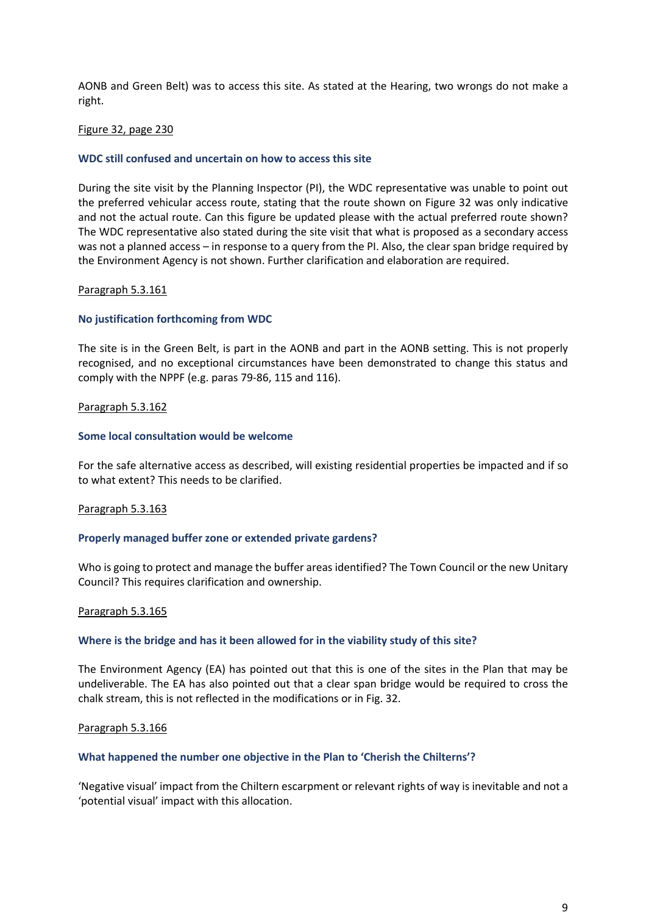AONB and Green Belt) was to access this site. As stated at the Hearing, two wrongs do not make a right.

<u>Figure 32, page 230</u>

**WDC still confused and uncertain on how to access this site**

During the site visit by the Planning Inspector (PI), the WDC representative was unable to point out the preferred vehicular access route, stating that the route shown on Figure 32 was only indicative and not the actual route. Can this figure be updated please with the actual preferred route shown? The WDC representative also stated during the site visit that what is proposed as a secondary access was not a planned access – in response to a query from the PI. Also, the clear span bridge required by the Environment Agency is not shown. Further clarification and elaboration are required.

<u>Paragraph 5.3.161</u>

**No justification forthcoming from WDC**

The site is in the Green Belt, is part in the AONB and part in the AONB setting. This is not properly recognised, and no exceptional circumstances have been demonstrated to change this status and comply with the NPPF (e.g. paras 79-86, 115 and 116).

<u>Paragraph 5.3.162</u>

**Some local consultation would be welcome**

For the safe alternative access as described, will existing residential properties be impacted and if so to what extent? This needs to be clarified.

<u>Paragraph 5.3.163</u>

**Properly managed buffer zone or extended private gardens?**

Who is going to protect and manage the buffer areas identified? The Town Council or the new Unitary Council? This requires clarification and ownership.

<u>Paragraph 5.3.165</u>

**Where is the bridge and has it been allowed for in the viability study of this site?**

The Environment Agency (EA) has pointed out that this is one of the sites in the Plan that may be undeliverable. The EA has also pointed out that a clear span bridge would be required to cross the chalk stream, this is not reflected in the modifications or in Fig. 32.

<u>Paragraph 5.3.166</u>

**What happened the number one objective in the Plan to 'Cherish the Chilterns'?**

'Negative visual' impact from the Chiltern escarpment or relevant rights of way is inevitable and not a 'potential visual' impact with this allocation.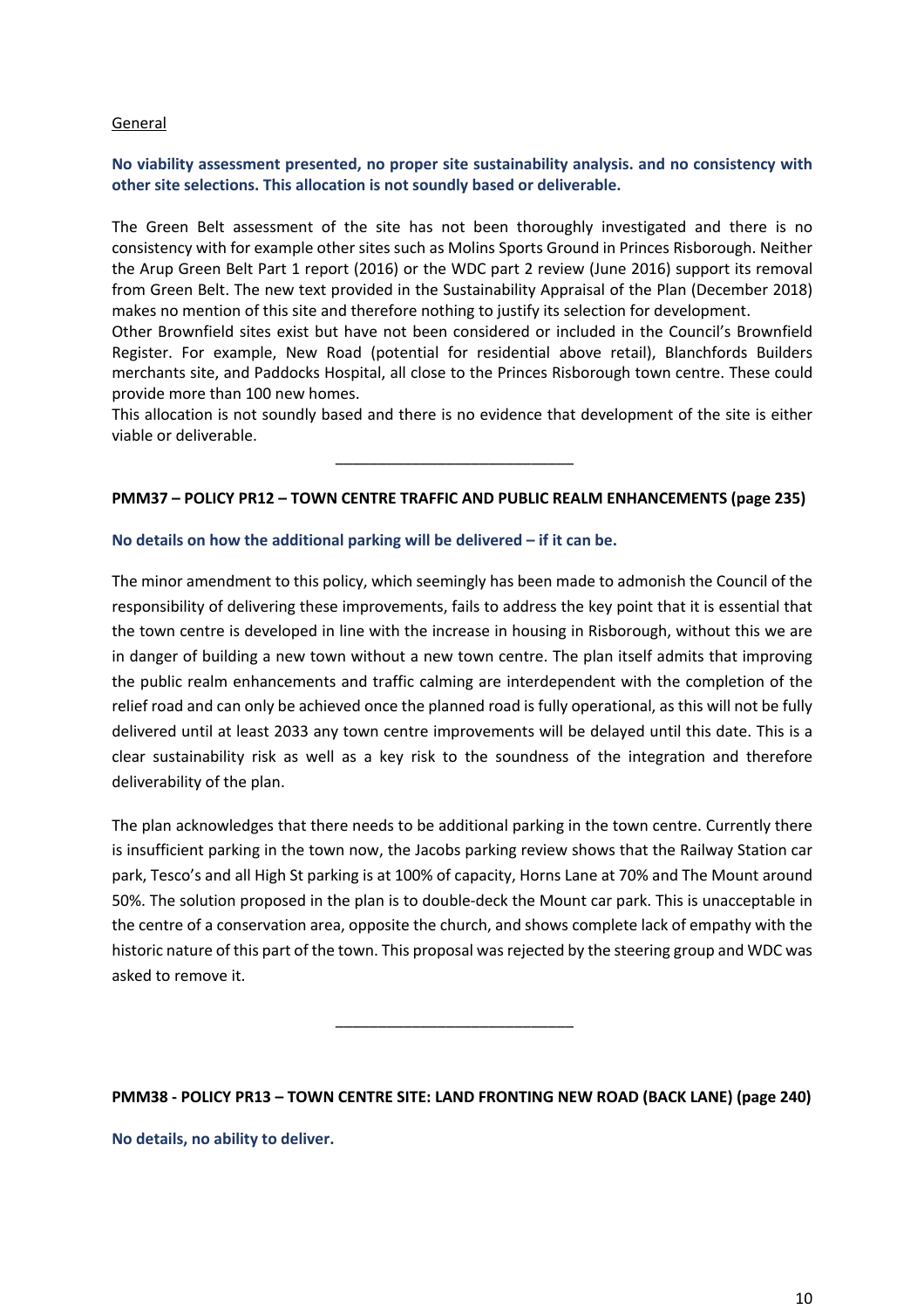General

**No viability assessment presented, no proper site sustainability analysis. and no consistency with other site selections. This allocation is not soundly based or deliverable.**

The Green Belt assessment of the site has not been thoroughly investigated and there is no consistency with for example other sites such as Molins Sports Ground in Princes Risborough. Neither the Arup Green Belt Part 1 report (2016) or the WDC part 2 review (June 2016) support its removal from Green Belt. The new text provided in the Sustainability Appraisal of the Plan (December 2018) makes no mention of this site and therefore nothing to justify its selection for development.
Other Brownfield sites exist but have not been considered or included in the Council's Brownfield Register. For example, New Road (potential for residential above retail), Blanchfords Builders merchants site, and Paddocks Hospital, all close to the Princes Risborough town centre. These could provide more than 100 new homes.
This allocation is not soundly based and there is no evidence that development of the site is either viable or deliverable.

---

**PMM37 – POLICY PR12 – TOWN CENTRE TRAFFIC AND PUBLIC REALM ENHANCEMENTS (page 235)**

**No details on how the additional parking will be delivered – if it can be.**

The minor amendment to this policy, which seemingly has been made to admonish the Council of the responsibility of delivering these improvements, fails to address the key point that it is essential that the town centre is developed in line with the increase in housing in Risborough, without this we are in danger of building a new town without a new town centre. The plan itself admits that improving the public realm enhancements and traffic calming are interdependent with the completion of the relief road and can only be achieved once the planned road is fully operational, as this will not be fully delivered until at least 2033 any town centre improvements will be delayed until this date. This is a clear sustainability risk as well as a key risk to the soundness of the integration and therefore deliverability of the plan.

The plan acknowledges that there needs to be additional parking in the town centre. Currently there is insufficient parking in the town now, the Jacobs parking review shows that the Railway Station car park, Tesco's and all High St parking is at 100% of capacity, Horns Lane at 70% and The Mount around 50%. The solution proposed in the plan is to double-deck the Mount car park. This is unacceptable in the centre of a conservation area, opposite the church, and shows complete lack of empathy with the historic nature of this part of the town. This proposal was rejected by the steering group and WDC was asked to remove it.

---

**PMM38 - POLICY PR13 – TOWN CENTRE SITE: LAND FRONTING NEW ROAD (BACK LANE) (page 240)**

**No details, no ability to deliver.**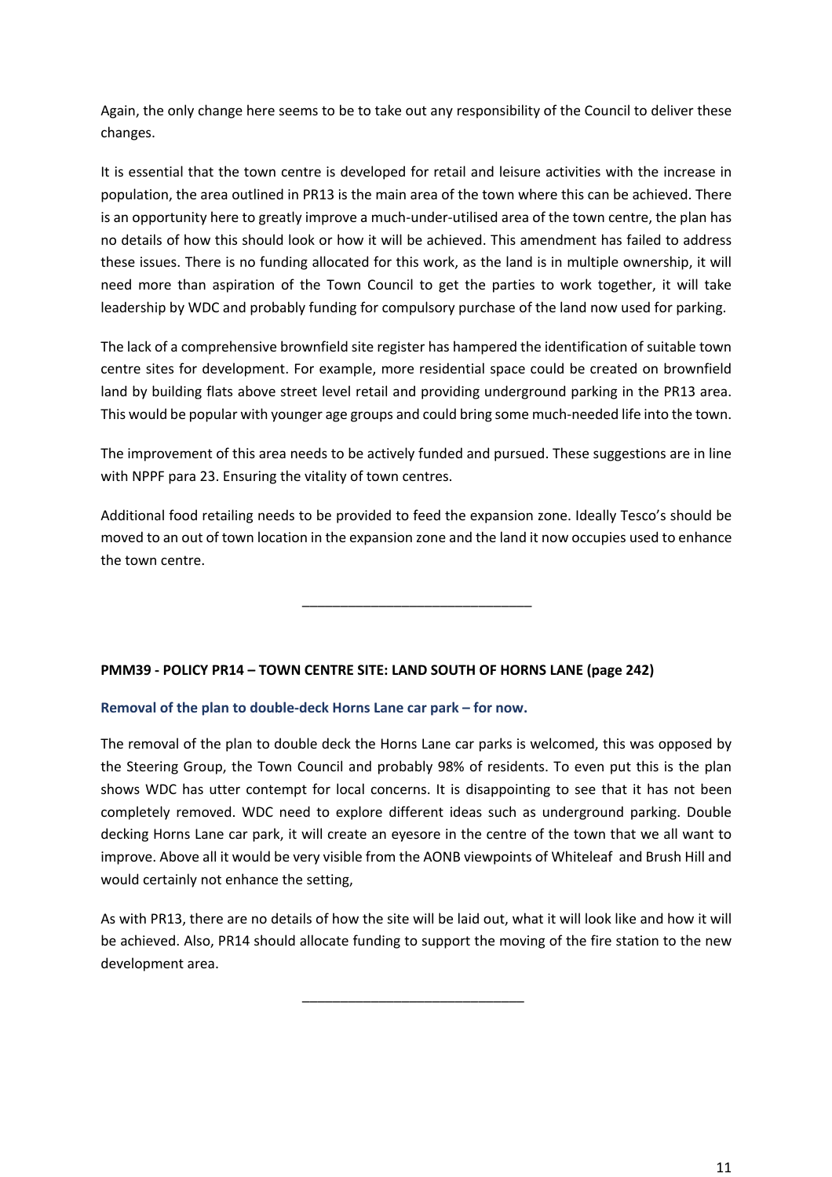Again, the only change here seems to be to take out any responsibility of the Council to deliver these changes.

It is essential that the town centre is developed for retail and leisure activities with the increase in population, the area outlined in PR13 is the main area of the town where this can be achieved. There is an opportunity here to greatly improve a much-under-utilised area of the town centre, the plan has no details of how this should look or how it will be achieved. This amendment has failed to address these issues. There is no funding allocated for this work, as the land is in multiple ownership, it will need more than aspiration of the Town Council to get the parties to work together, it will take leadership by WDC and probably funding for compulsory purchase of the land now used for parking.

The lack of a comprehensive brownfield site register has hampered the identification of suitable town centre sites for development. For example, more residential space could be created on brownfield land by building flats above street level retail and providing underground parking in the PR13 area. This would be popular with younger age groups and could bring some much-needed life into the town.

The improvement of this area needs to be actively funded and pursued. These suggestions are in line with NPPF para 23. Ensuring the vitality of town centres.

Additional food retailing needs to be provided to feed the expansion zone. Ideally Tesco's should be moved to an out of town location in the expansion zone and the land it now occupies used to enhance the town centre.

---

**PMM39 - POLICY PR14 – TOWN CENTRE SITE: LAND SOUTH OF HORNS LANE (page 242)**

**Removal of the plan to double-deck Horns Lane car park – for now.**

The removal of the plan to double deck the Horns Lane car parks is welcomed, this was opposed by the Steering Group, the Town Council and probably 98% of residents. To even put this is the plan shows WDC has utter contempt for local concerns. It is disappointing to see that it has not been completely removed. WDC need to explore different ideas such as underground parking. Double decking Horns Lane car park, it will create an eyesore in the centre of the town that we all want to improve. Above all it would be very visible from the AONB viewpoints of Whiteleaf and Brush Hill and would certainly not enhance the setting,

As with PR13, there are no details of how the site will be laid out, what it will look like and how it will be achieved. Also, PR14 should allocate funding to support the moving of the fire station to the new development area.

---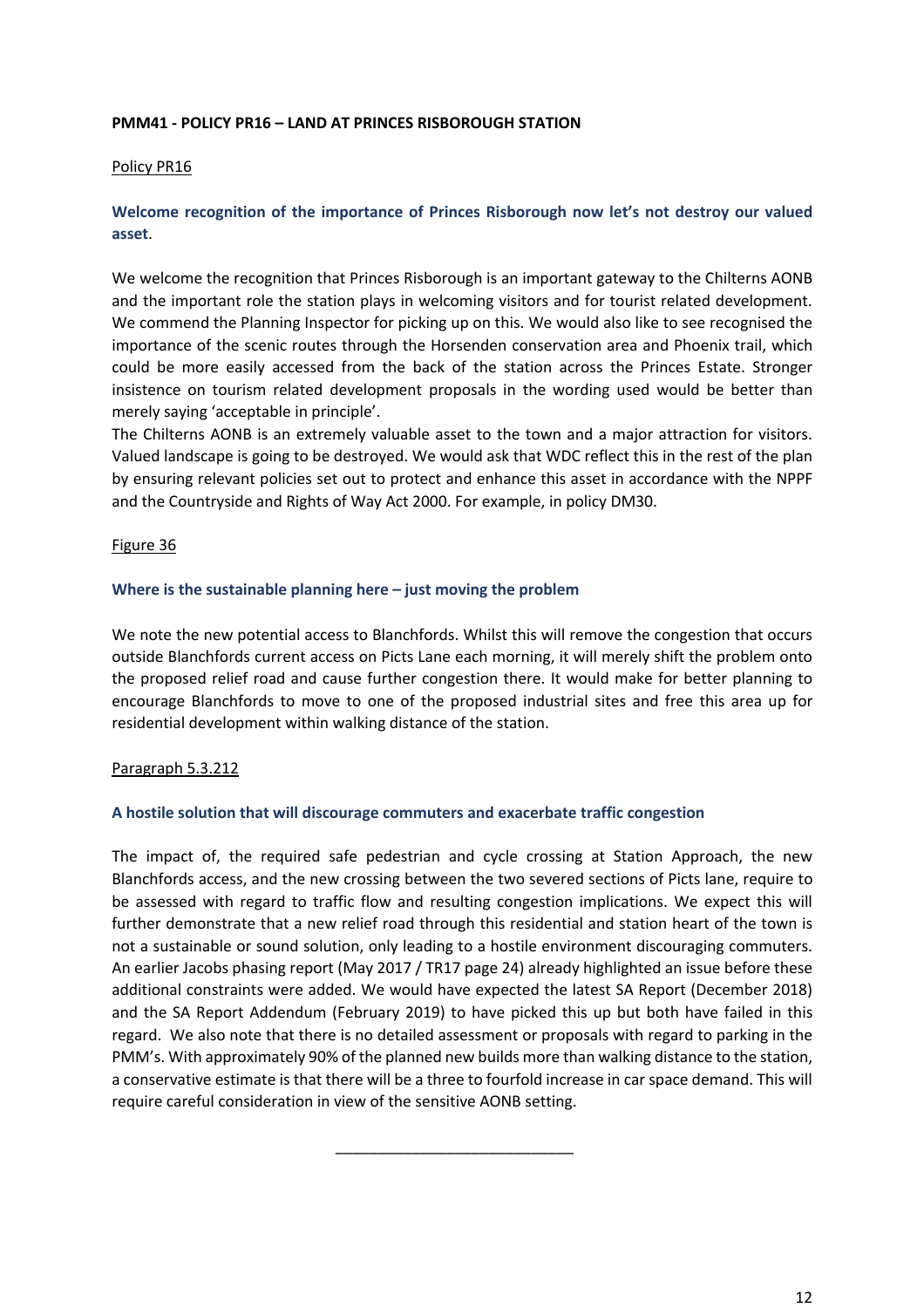**PMM41 - POLICY PR16 – LAND AT PRINCES RISBOROUGH STATION**

Policy PR16

**Welcome recognition of the importance of Princes Risborough now let's not destroy our valued asset.**

We welcome the recognition that Princes Risborough is an important gateway to the Chilterns AONB and the important role the station plays in welcoming visitors and for tourist related development. We commend the Planning Inspector for picking up on this. We would also like to see recognised the importance of the scenic routes through the Horsenden conservation area and Phoenix trail, which could be more easily accessed from the back of the station across the Princes Estate. Stronger insistence on tourism related development proposals in the wording used would be better than merely saying 'acceptable in principle'.
The Chilterns AONB is an extremely valuable asset to the town and a major attraction for visitors. Valued landscape is going to be destroyed. We would ask that WDC reflect this in the rest of the plan by ensuring relevant policies set out to protect and enhance this asset in accordance with the NPPF and the Countryside and Rights of Way Act 2000. For example, in policy DM30.

Figure 36

**Where is the sustainable planning here – just moving the problem**

We note the new potential access to Blanchfords. Whilst this will remove the congestion that occurs outside Blanchfords current access on Picts Lane each morning, it will merely shift the problem onto the proposed relief road and cause further congestion there. It would make for better planning to encourage Blanchfords to move to one of the proposed industrial sites and free this area up for residential development within walking distance of the station.

Paragraph 5.3.212

**A hostile solution that will discourage commuters and exacerbate traffic congestion**

The impact of, the required safe pedestrian and cycle crossing at Station Approach, the new Blanchfords access, and the new crossing between the two severed sections of Picts lane, require to be assessed with regard to traffic flow and resulting congestion implications. We expect this will further demonstrate that a new relief road through this residential and station heart of the town is not a sustainable or sound solution, only leading to a hostile environment discouraging commuters. An earlier Jacobs phasing report (May 2017 / TR17 page 24) already highlighted an issue before these additional constraints were added. We would have expected the latest SA Report (December 2018) and the SA Report Addendum (February 2019) to have picked this up but both have failed in this regard. We also note that there is no detailed assessment or proposals with regard to parking in the PMM's. With approximately 90% of the planned new builds more than walking distance to the station, a conservative estimate is that there will be a three to fourfold increase in car space demand. This will require careful consideration in view of the sensitive AONB setting.

---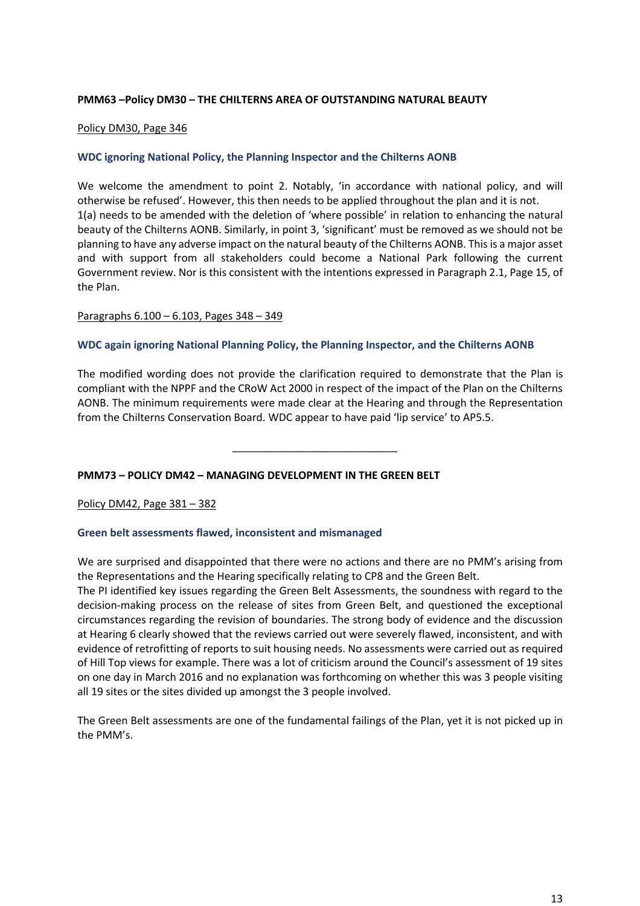**PMM63 –Policy DM30 – THE CHILTERNS AREA OF OUTSTANDING NATURAL BEAUTY**

Policy DM30, Page 346

### WDC ignoring National Policy, the Planning Inspector and the Chilterns AONB

We welcome the amendment to point 2. Notably, 'in accordance with national policy, and will otherwise be refused'. However, this then needs to be applied throughout the plan and it is not. 1(a) needs to be amended with the deletion of 'where possible' in relation to enhancing the natural beauty of the Chilterns AONB. Similarly, in point 3, 'significant' must be removed as we should not be planning to have any adverse impact on the natural beauty of the Chilterns AONB. This is a major asset and with support from all stakeholders could become a National Park following the current Government review. Nor is this consistent with the intentions expressed in Paragraph 2.1, Page 15, of the Plan.

Paragraphs 6.100 – 6.103, Pages 348 – 349

### WDC again ignoring National Planning Policy, the Planning Inspector, and the Chilterns AONB

The modified wording does not provide the clarification required to demonstrate that the Plan is compliant with the NPPF and the CRoW Act 2000 in respect of the impact of the Plan on the Chilterns AONB. The minimum requirements were made clear at the Hearing and through the Representation from the Chilterns Conservation Board. WDC appear to have paid 'lip service' to AP5.5.

---

**PMM73 – POLICY DM42 – MANAGING DEVELOPMENT IN THE GREEN BELT**

Policy DM42, Page 381 – 382

### Green belt assessments flawed, inconsistent and mismanaged

We are surprised and disappointed that there were no actions and there are no PMM's arising from the Representations and the Hearing specifically relating to CP8 and the Green Belt.
The PI identified key issues regarding the Green Belt Assessments, the soundness with regard to the decision-making process on the release of sites from Green Belt, and questioned the exceptional circumstances regarding the revision of boundaries. The strong body of evidence and the discussion at Hearing 6 clearly showed that the reviews carried out were severely flawed, inconsistent, and with evidence of retrofitting of reports to suit housing needs. No assessments were carried out as required of Hill Top views for example. There was a lot of criticism around the Council's assessment of 19 sites on one day in March 2016 and no explanation was forthcoming on whether this was 3 people visiting all 19 sites or the sites divided up amongst the 3 people involved.

The Green Belt assessments are one of the fundamental failings of the Plan, yet it is not picked up in the PMM's.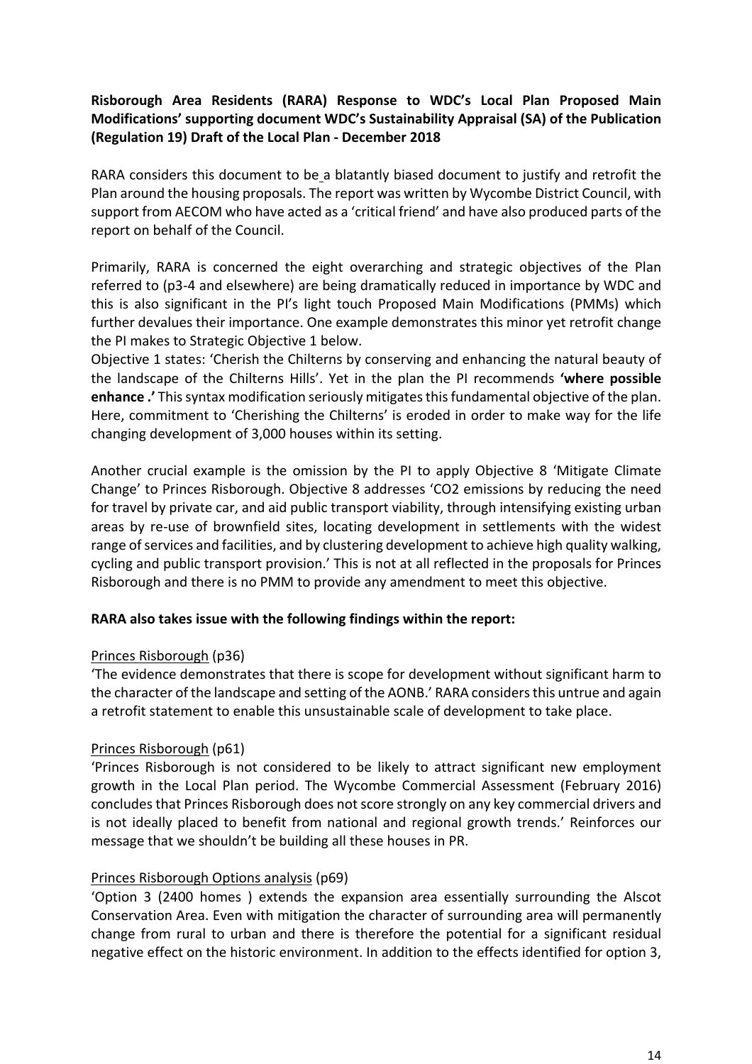**Risborough Area Residents (RARA) Response to WDC's Local Plan Proposed Main Modifications' supporting document WDC's Sustainability Appraisal (SA) of the Publication (Regulation 19) Draft of the Local Plan - December 2018**

RARA considers this document to be a blatantly biased document to justify and retrofit the Plan around the housing proposals. The report was written by Wycombe District Council, with support from AECOM who have acted as a 'critical friend' and have also produced parts of the report on behalf of the Council.

Primarily, RARA is concerned the eight overarching and strategic objectives of the Plan referred to (p3-4 and elsewhere) are being dramatically reduced in importance by WDC and this is also significant in the PI's light touch Proposed Main Modifications (PMMs) which further devalues their importance. One example demonstrates this minor yet retrofit change the PI makes to Strategic Objective 1 below.
Objective 1 states: 'Cherish the Chilterns by conserving and enhancing the natural beauty of the landscape of the Chilterns Hills'. Yet in the plan the PI recommends **'where possible enhance .'** This syntax modification seriously mitigates this fundamental objective of the plan. Here, commitment to 'Cherishing the Chilterns' is eroded in order to make way for the life changing development of 3,000 houses within its setting.

Another crucial example is the omission by the PI to apply Objective 8 'Mitigate Climate Change' to Princes Risborough. Objective 8 addresses 'CO2 emissions by reducing the need for travel by private car, and aid public transport viability, through intensifying existing urban areas by re-use of brownfield sites, locating development in settlements with the widest range of services and facilities, and by clustering development to achieve high quality walking, cycling and public transport provision.' This is not at all reflected in the proposals for Princes Risborough and there is no PMM to provide any amendment to meet this objective.

**RARA also takes issue with the following findings within the report:**

Princes Risborough (p36)
'The evidence demonstrates that there is scope for development without significant harm to the character of the landscape and setting of the AONB.' RARA considers this untrue and again a retrofit statement to enable this unsustainable scale of development to take place.

Princes Risborough (p61)
'Princes Risborough is not considered to be likely to attract significant new employment growth in the Local Plan period. The Wycombe Commercial Assessment (February 2016) concludes that Princes Risborough does not score strongly on any key commercial drivers and is not ideally placed to benefit from national and regional growth trends.' Reinforces our message that we shouldn't be building all these houses in PR.

Princes Risborough Options analysis (p69)
'Option 3 (2400 homes ) extends the expansion area essentially surrounding the Alscot Conservation Area. Even with mitigation the character of surrounding area will permanently change from rural to urban and there is therefore the potential for a significant residual negative effect on the historic environment. In addition to the effects identified for option 3,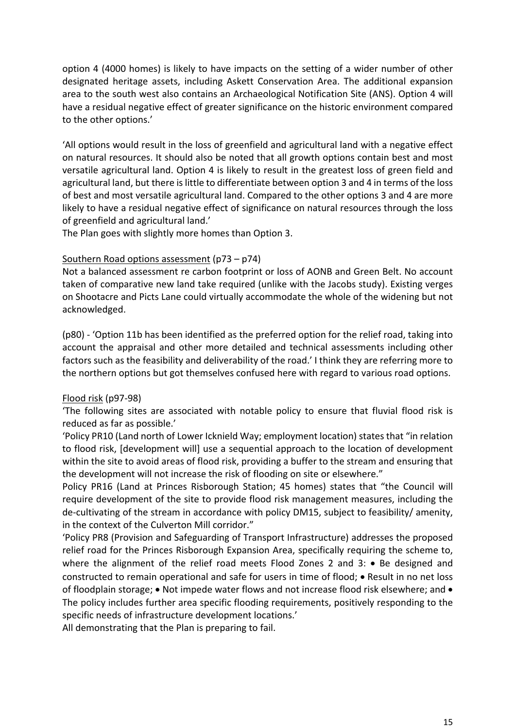option 4 (4000 homes) is likely to have impacts on the setting of a wider number of other designated heritage assets, including Askett Conservation Area. The additional expansion area to the south west also contains an Archaeological Notification Site (ANS). Option 4 will have a residual negative effect of greater significance on the historic environment compared to the other options.'

'All options would result in the loss of greenfield and agricultural land with a negative effect on natural resources. It should also be noted that all growth options contain best and most versatile agricultural land. Option 4 is likely to result in the greatest loss of green field and agricultural land, but there is little to differentiate between option 3 and 4 in terms of the loss of best and most versatile agricultural land. Compared to the other options 3 and 4 are more likely to have a residual negative effect of significance on natural resources through the loss of greenfield and agricultural land.'
The Plan goes with slightly more homes than Option 3.

<u>Southern Road options assessment</u> (p73 – p74)
Not a balanced assessment re carbon footprint or loss of AONB and Green Belt. No account taken of comparative new land take required (unlike with the Jacobs study). Existing verges on Shootacre and Picts Lane could virtually accommodate the whole of the widening but not acknowledged.

(p80) - 'Option 11b has been identified as the preferred option for the relief road, taking into account the appraisal and other more detailed and technical assessments including other factors such as the feasibility and deliverability of the road.' I think they are referring more to the northern options but got themselves confused here with regard to various road options.

<u>Flood risk</u> (p97-98)
'The following sites are associated with notable policy to ensure that fluvial flood risk is reduced as far as possible.'
'Policy PR10 (Land north of Lower Icknield Way; employment location) states that "in relation to flood risk, [development will] use a sequential approach to the location of development within the site to avoid areas of flood risk, providing a buffer to the stream and ensuring that the development will not increase the risk of flooding on site or elsewhere."
Policy PR16 (Land at Princes Risborough Station; 45 homes) states that "the Council will require development of the site to provide flood risk management measures, including the de-cultivating of the stream in accordance with policy DM15, subject to feasibility/ amenity, in the context of the Culverton Mill corridor."
'Policy PR8 (Provision and Safeguarding of Transport Infrastructure) addresses the proposed relief road for the Princes Risborough Expansion Area, specifically requiring the scheme to, where the alignment of the relief road meets Flood Zones 2 and 3: • Be designed and constructed to remain operational and safe for users in time of flood; • Result in no net loss of floodplain storage; • Not impede water flows and not increase flood risk elsewhere; and • The policy includes further area specific flooding requirements, positively responding to the specific needs of infrastructure development locations.'
All demonstrating that the Plan is preparing to fail.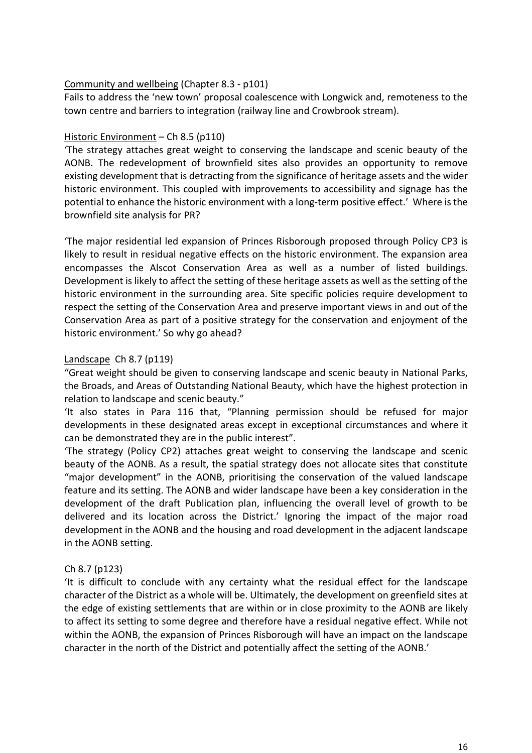Community and wellbeing (Chapter 8.3 - p101)

Fails to address the 'new town' proposal coalescence with Longwick and, remoteness to the town centre and barriers to integration (railway line and Crowbrook stream).

Historic Environment – Ch 8.5 (p110)

'The strategy attaches great weight to conserving the landscape and scenic beauty of the AONB. The redevelopment of brownfield sites also provides an opportunity to remove existing development that is detracting from the significance of heritage assets and the wider historic environment. This coupled with improvements to accessibility and signage has the potential to enhance the historic environment with a long-term positive effect.' Where is the brownfield site analysis for PR?

'The major residential led expansion of Princes Risborough proposed through Policy CP3 is likely to result in residual negative effects on the historic environment. The expansion area encompasses the Alscot Conservation Area as well as a number of listed buildings. Development is likely to affect the setting of these heritage assets as well as the setting of the historic environment in the surrounding area. Site specific policies require development to respect the setting of the Conservation Area and preserve important views in and out of the Conservation Area as part of a positive strategy for the conservation and enjoyment of the historic environment.' So why go ahead?

Landscape Ch 8.7 (p119)

"Great weight should be given to conserving landscape and scenic beauty in National Parks, the Broads, and Areas of Outstanding National Beauty, which have the highest protection in relation to landscape and scenic beauty."

'It also states in Para 116 that, "Planning permission should be refused for major developments in these designated areas except in exceptional circumstances and where it can be demonstrated they are in the public interest".

'The strategy (Policy CP2) attaches great weight to conserving the landscape and scenic beauty of the AONB. As a result, the spatial strategy does not allocate sites that constitute "major development" in the AONB, prioritising the conservation of the valued landscape feature and its setting. The AONB and wider landscape have been a key consideration in the development of the draft Publication plan, influencing the overall level of growth to be delivered and its location across the District.' Ignoring the impact of the major road development in the AONB and the housing and road development in the adjacent landscape in the AONB setting.

Ch 8.7 (p123)

'It is difficult to conclude with any certainty what the residual effect for the landscape character of the District as a whole will be. Ultimately, the development on greenfield sites at the edge of existing settlements that are within or in close proximity to the AONB are likely to affect its setting to some degree and therefore have a residual negative effect. While not within the AONB, the expansion of Princes Risborough will have an impact on the landscape character in the north of the District and potentially affect the setting of the AONB.'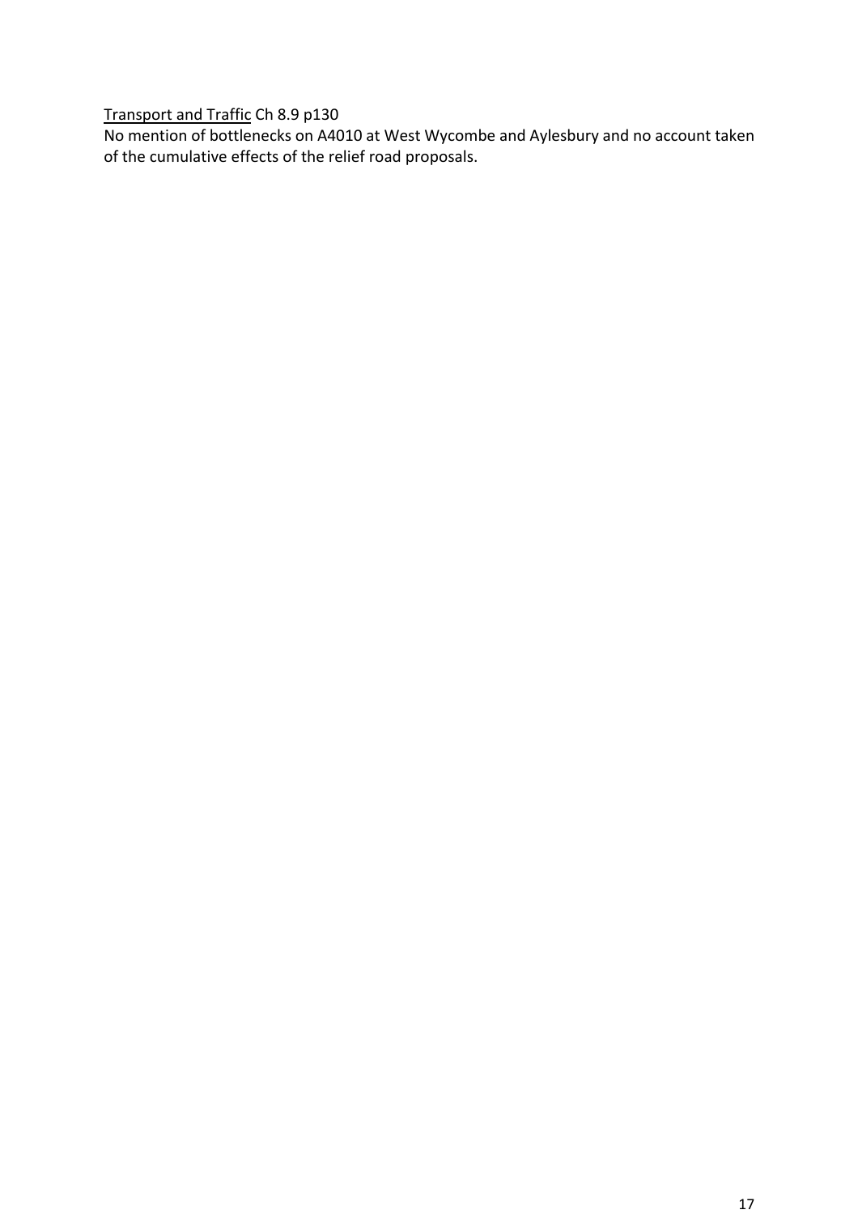<u>Transport and Traffic</u> Ch 8.9 p130

No mention of bottlenecks on A4010 at West Wycombe and Aylesbury and no account taken of the cumulative effects of the relief road proposals.